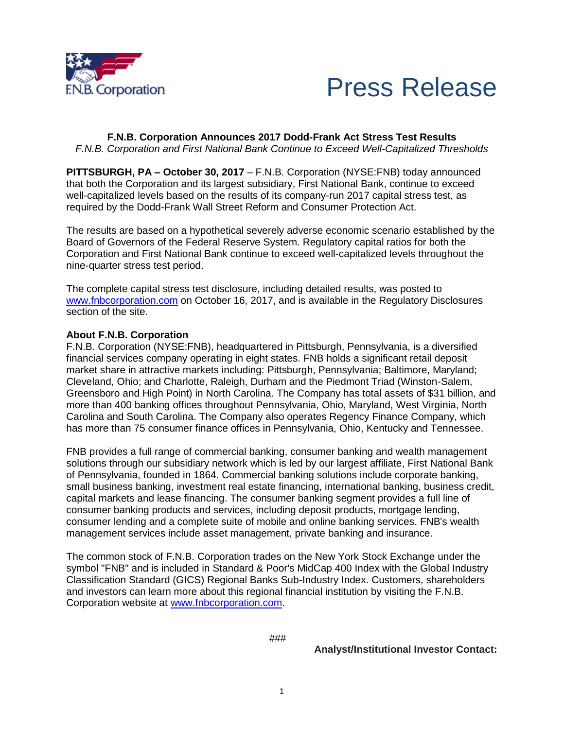F.N.B. Corporation

# Press Release

## F.N.B. Corporation Announces 2017 Dodd-Frank Act Stress Test Results

*F.N.B. Corporation and First National Bank Continue to Exceed Well-Capitalized Thresholds*

**PITTSBURGH, PA – October 30, 2017** – F.N.B. Corporation (NYSE:FNB) today announced that both the Corporation and its largest subsidiary, First National Bank, continue to exceed well-capitalized levels based on the results of its company-run 2017 capital stress test, as required by the Dodd-Frank Wall Street Reform and Consumer Protection Act.

The results are based on a hypothetical severely adverse economic scenario established by the Board of Governors of the Federal Reserve System. Regulatory capital ratios for both the Corporation and First National Bank continue to exceed well-capitalized levels throughout the nine-quarter stress test period.

The complete capital stress test disclosure, including detailed results, was posted to www.fnbcorporation.com on October 16, 2017, and is available in the Regulatory Disclosures section of the site.

**About F.N.B. Corporation**

F.N.B. Corporation (NYSE:FNB), headquartered in Pittsburgh, Pennsylvania, is a diversified financial services company operating in eight states. FNB holds a significant retail deposit market share in attractive markets including: Pittsburgh, Pennsylvania; Baltimore, Maryland; Cleveland, Ohio; and Charlotte, Raleigh, Durham and the Piedmont Triad (Winston-Salem, Greensboro and High Point) in North Carolina. The Company has total assets of $31 billion, and more than 400 banking offices throughout Pennsylvania, Ohio, Maryland, West Virginia, North Carolina and South Carolina. The Company also operates Regency Finance Company, which has more than 75 consumer finance offices in Pennsylvania, Ohio, Kentucky and Tennessee.

FNB provides a full range of commercial banking, consumer banking and wealth management solutions through our subsidiary network which is led by our largest affiliate, First National Bank of Pennsylvania, founded in 1864. Commercial banking solutions include corporate banking, small business banking, investment real estate financing, international banking, business credit, capital markets and lease financing. The consumer banking segment provides a full line of consumer banking products and services, including deposit products, mortgage lending, consumer lending and a complete suite of mobile and online banking services. FNB's wealth management services include asset management, private banking and insurance.

The common stock of F.N.B. Corporation trades on the New York Stock Exchange under the symbol "FNB" and is included in Standard & Poor's MidCap 400 Index with the Global Industry Classification Standard (GICS) Regional Banks Sub-Industry Index. Customers, shareholders and investors can learn more about this regional financial institution by visiting the F.N.B. Corporation website at www.fnbcorporation.com.

###

**Analyst/Institutional Investor Contact:**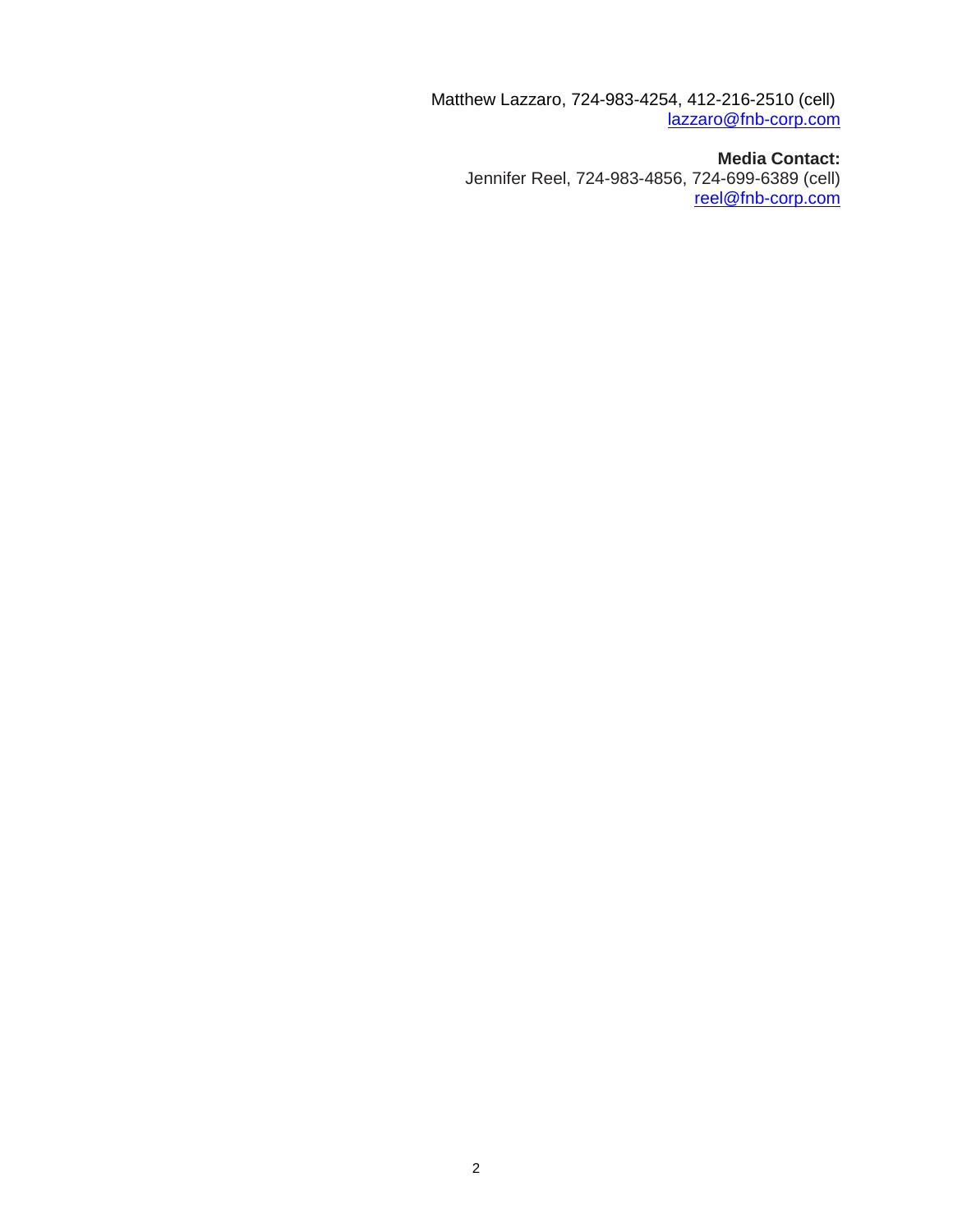Matthew Lazzaro, 724-983-4254, 412-216-2510 (cell)
lazzaro@fnb-corp.com

**Media Contact:**
Jennifer Reel, 724-983-4856, 724-699-6389 (cell)
reel@fnb-corp.com